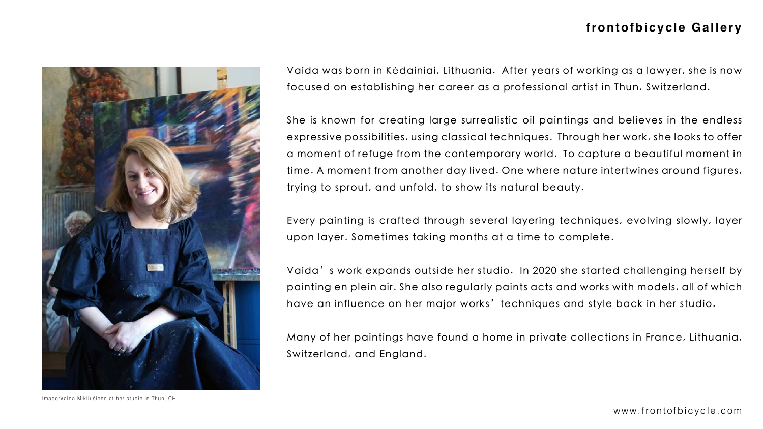# frontofbicycle Gallery

Image:Vaida Mikliušienė at her studio in Thun, CH.

Vaida was born in Kėdainiai, Lithuania. After years of working as a lawyer, she is now focused on establishing her career as a professional artist in Thun, Switzerland.

She is known for creating large surrealistic oil paintings and believes in the endless expressive possibilities, using classical techniques. Through her work, she looks to offer a moment of refuge from the contemporary world. To capture a beautiful moment in time. A moment from another day lived. One where nature intertwines around figures, trying to sprout, and unfold, to show its natural beauty.

Every painting is crafted through several layering techniques, evolving slowly, layer upon layer. Sometimes taking months at a time to complete.

Vaida's work expands outside her studio. In 2020 she started challenging herself by painting en plein air. She also regularly paints acts and works with models, all of which have an influence on her major works' techniques and style back in her studio.

Many of her paintings have found a home in private collections in France, Lithuania, Switzerland, and England.

www.frontofbicycle.com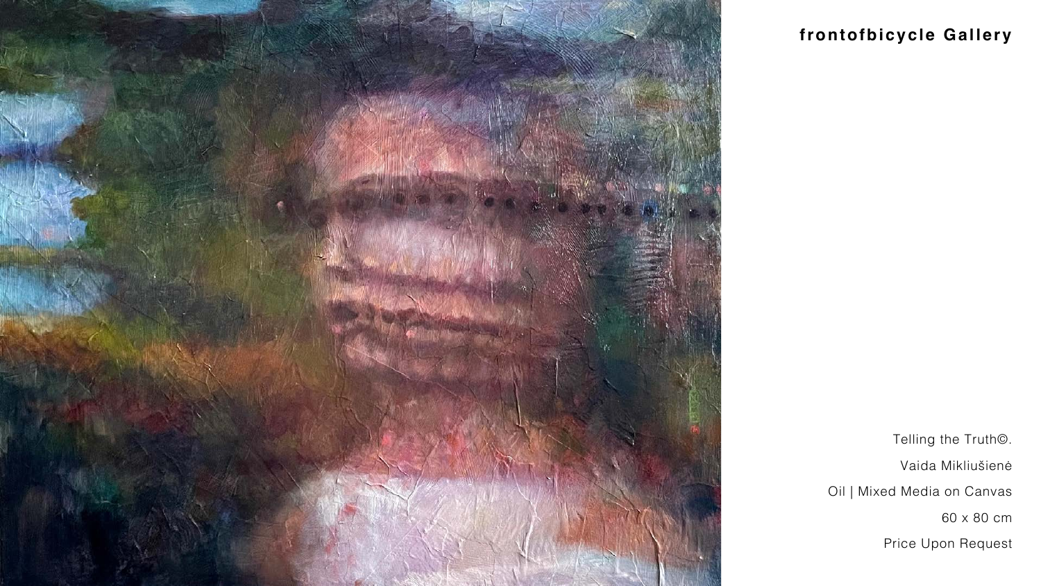**frontofbicycle Gallery**

Telling the Truth©.

Vaida Mikliušienė

Oil | Mixed Media on Canvas

60 x 80 cm

Price Upon Request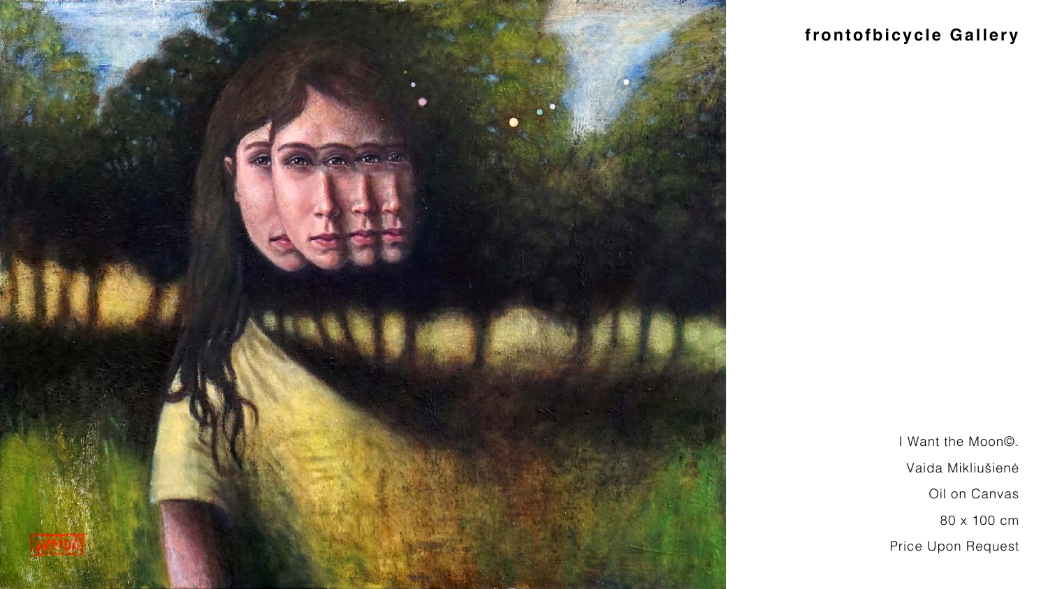**frontofbicycle Gallery**

I Want the Moon©.

Vaida Mikliušienė

Oil on Canvas

80 x 100 cm

Price Upon Request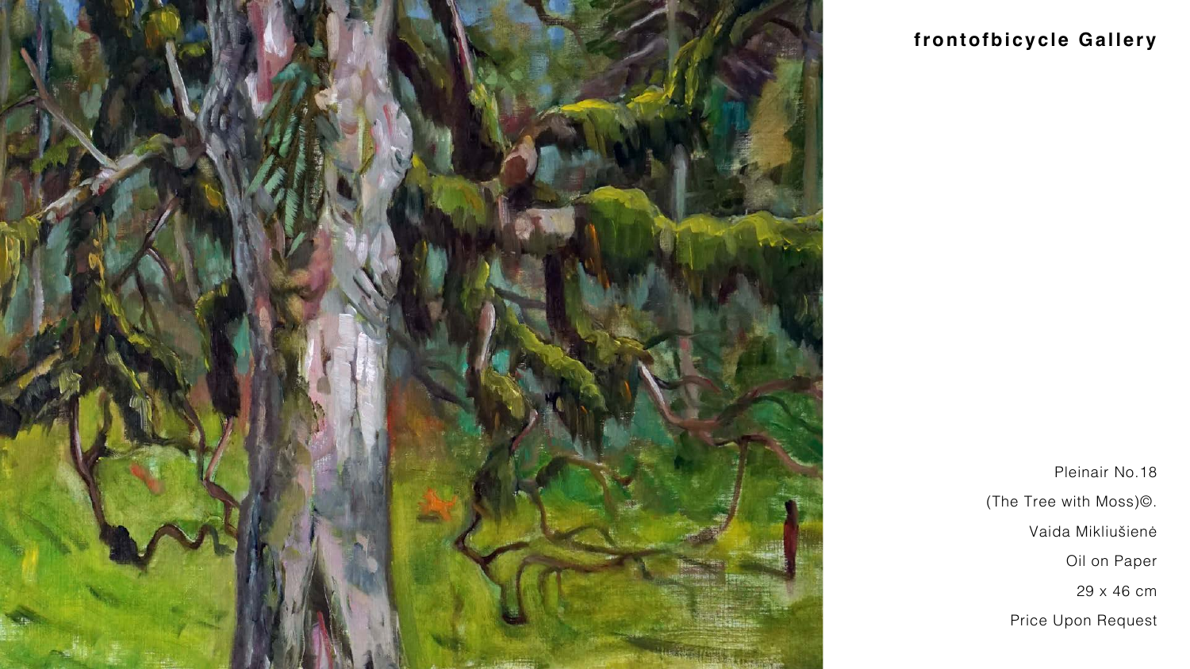**frontofbicycle Gallery**

Pleinair No.18

(The Tree with Moss)©.

Vaida Mikliušienė

Oil on Paper

29 x 46 cm

Price Upon Request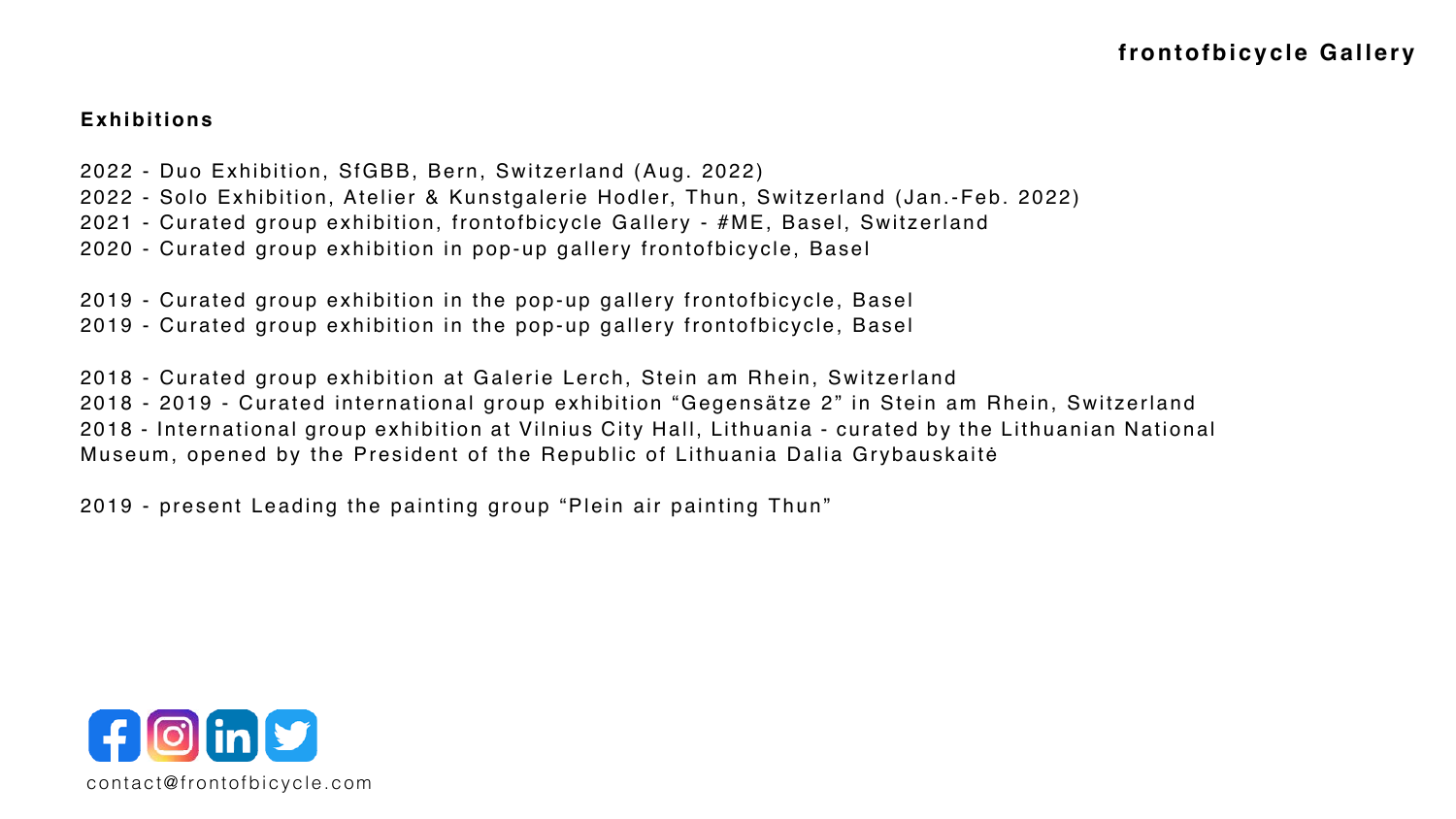## Exhibitions

2022 - Duo Exhibition, SfGBB, Bern, Switzerland (Aug. 2022)
2022 - Solo Exhibition, Atelier & Kunstgalerie Hodler, Thun, Switzerland (Jan.-Feb. 2022)
2021 - Curated group exhibition, frontofbicycle Gallery - #ME, Basel, Switzerland
2020 - Curated group exhibition in pop-up gallery frontofbicycle, Basel

2019 - Curated group exhibition in the pop-up gallery frontofbicycle, Basel
2019 - Curated group exhibition in the pop-up gallery frontofbicycle, Basel

2018 - Curated group exhibition at Galerie Lerch, Stein am Rhein, Switzerland
2018 - 2019 - Curated international group exhibition “Gegensätze 2” in Stein am Rhein, Switzerland
2018 - International group exhibition at Vilnius City Hall, Lithuania - curated by the Lithuanian National Museum, opened by the President of the Republic of Lithuania Dalia Grybauskaitė

2019 - present Leading the painting group “Plein air painting Thun”

contact@frontofbicycle.com